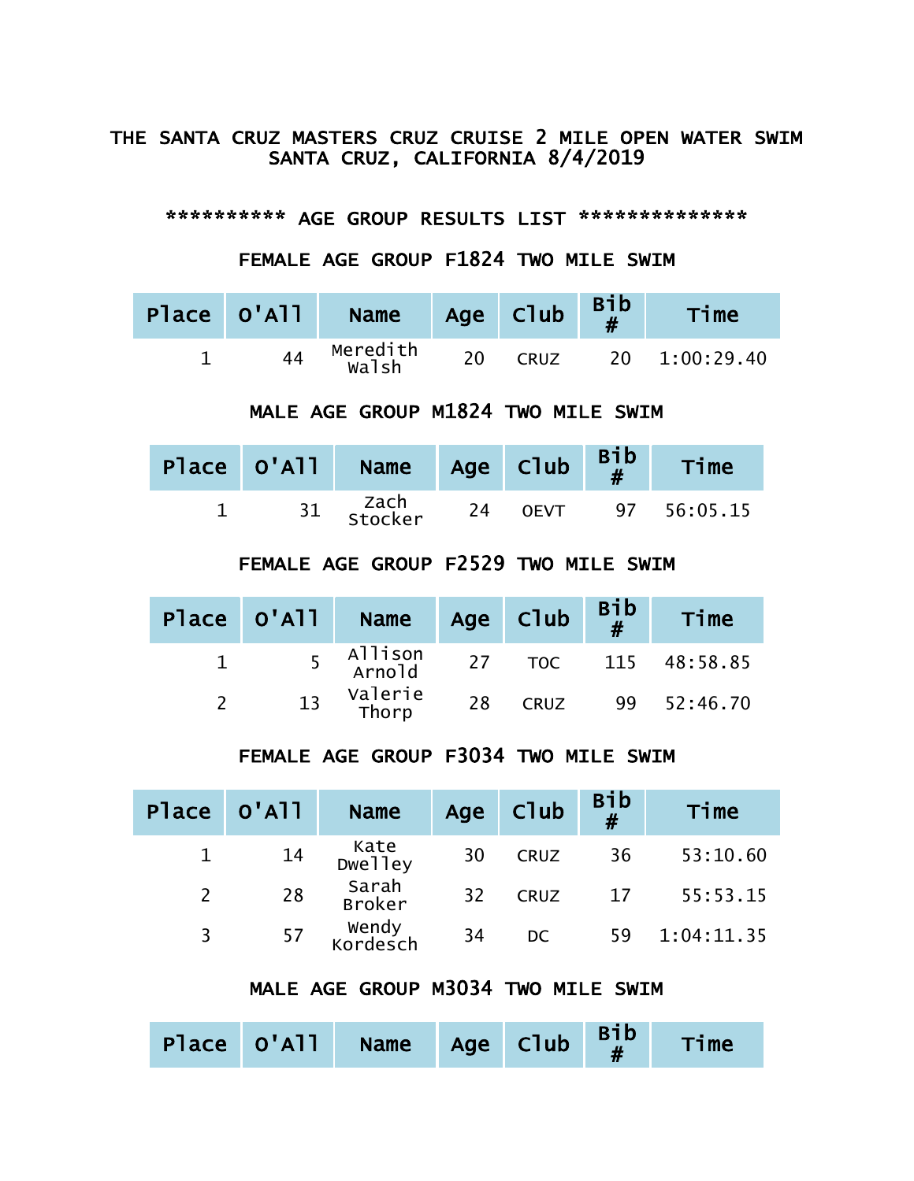# THE SANTA CRUZ MASTERS CRUZ CRUISE 2 MILE OPEN WATER SWIM
## SANTA CRUZ, CALIFORNIA 8/4/2019

********** AGE GROUP RESULTS LIST **************

### FEMALE AGE GROUP F1824 TWO MILE SWIM

| Place | O'All | Name | Age | Club | Bib # | Time |
|---|---|---|---|---|---|---|
| 1 | 44 | Meredith Walsh | 20 | CRUZ | 20 | 1:00:29.40 |

### MALE AGE GROUP M1824 TWO MILE SWIM

| Place | O'All | Name | Age | Club | Bib # | Time |
|---|---|---|---|---|---|---|
| 1 | 31 | Zach Stocker | 24 | OEVT | 97 | 56:05.15 |

### FEMALE AGE GROUP F2529 TWO MILE SWIM

| Place | O'All | Name | Age | Club | Bib # | Time |
|---|---|---|---|---|---|---|
| 1 | 5 | Allison Arnold | 27 | TOC | 115 | 48:58.85 |
| 2 | 13 | Valerie Thorp | 28 | CRUZ | 99 | 52:46.70 |

### FEMALE AGE GROUP F3034 TWO MILE SWIM

| Place | O'All | Name | Age | Club | Bib # | Time |
|---|---|---|---|---|---|---|
| 1 | 14 | Kate Dwelley | 30 | CRUZ | 36 | 53:10.60 |
| 2 | 28 | Sarah Broker | 32 | CRUZ | 17 | 55:53.15 |
| 3 | 57 | Wendy Kordesch | 34 | DC | 59 | 1:04:11.35 |

### MALE AGE GROUP M3034 TWO MILE SWIM

| Place | O'All | Name | Age | Club | Bib # | Time |
|---|---|---|---|---|---|---|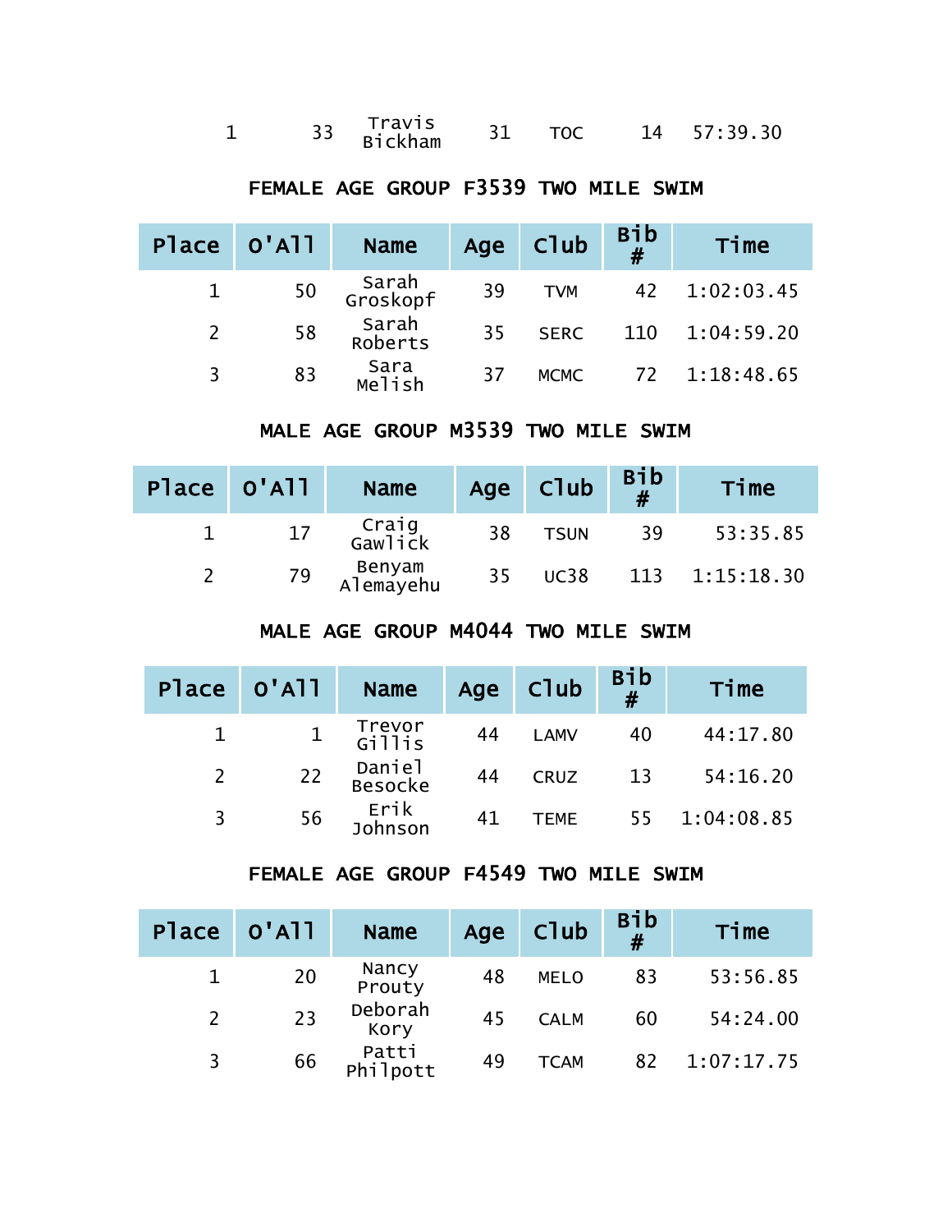| 1 | 33 | Travis Bickham | 31 | TOC | 14 | 57:39.30 |
|---|---|---|---|---|---|---|

### FEMALE AGE GROUP F3539 TWO MILE SWIM

| Place | O'All | Name | Age | Club | Bib # | Time |
|---|---|---|---|---|---|---|
| 1 | 50 | Sarah Groskopf | 39 | TVM | 42 | 1:02:03.45 |
| 2 | 58 | Sarah Roberts | 35 | SERC | 110 | 1:04:59.20 |
| 3 | 83 | Sara Melish | 37 | MCMC | 72 | 1:18:48.65 |

### MALE AGE GROUP M3539 TWO MILE SWIM

| Place | O'All | Name | Age | Club | Bib # | Time |
|---|---|---|---|---|---|---|
| 1 | 17 | Craig Gawlick | 38 | TSUN | 39 | 53:35.85 |
| 2 | 79 | Benyam Alemayehu | 35 | UC38 | 113 | 1:15:18.30 |

### MALE AGE GROUP M4044 TWO MILE SWIM

| Place | O'All | Name | Age | Club | Bib # | Time |
|---|---|---|---|---|---|---|
| 1 | 1 | Trevor Gillis | 44 | LAMV | 40 | 44:17.80 |
| 2 | 22 | Daniel Besocke | 44 | CRUZ | 13 | 54:16.20 |
| 3 | 56 | Erik Johnson | 41 | TEME | 55 | 1:04:08.85 |

### FEMALE AGE GROUP F4549 TWO MILE SWIM

| Place | O'All | Name | Age | Club | Bib # | Time |
|---|---|---|---|---|---|---|
| 1 | 20 | Nancy Prouty | 48 | MELO | 83 | 53:56.85 |
| 2 | 23 | Deborah Kory | 45 | CALM | 60 | 54:24.00 |
| 3 | 66 | Patti Philpott | 49 | TCAM | 82 | 1:07:17.75 |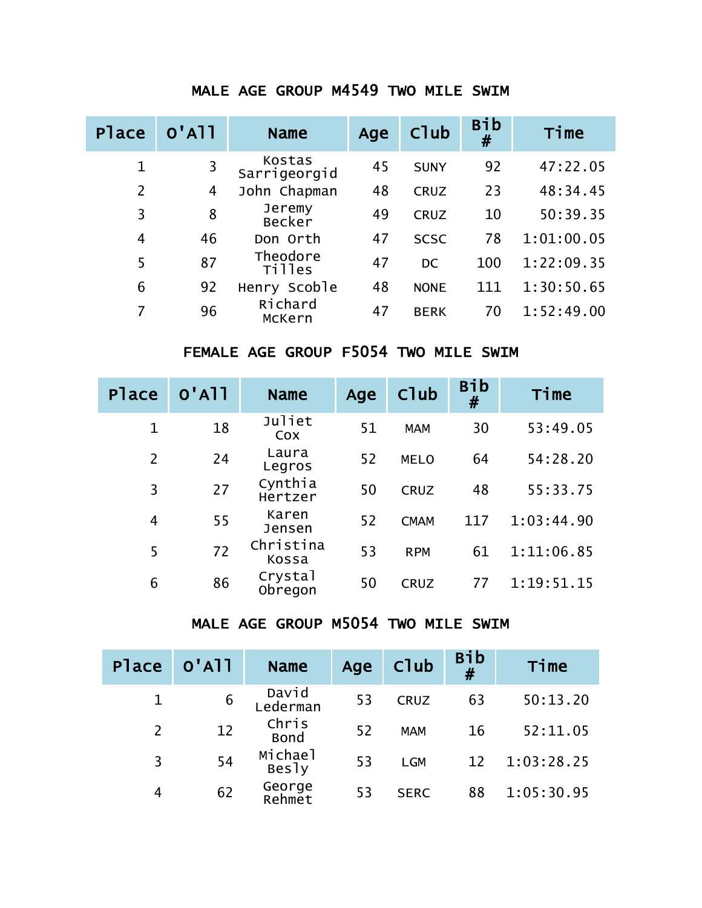## MALE AGE GROUP M4549 TWO MILE SWIM

| Place | O'All | Name | Age | Club | Bib # | Time |
|---|---|---|---|---|---|---|
| 1 | 3 | Kostas Sarrigeorgid | 45 | SUNY | 92 | 47:22.05 |
| 2 | 4 | John Chapman | 48 | CRUZ | 23 | 48:34.45 |
| 3 | 8 | Jeremy Becker | 49 | CRUZ | 10 | 50:39.35 |
| 4 | 46 | Don Orth | 47 | SCSC | 78 | 1:01:00.05 |
| 5 | 87 | Theodore Tilles | 47 | DC | 100 | 1:22:09.35 |
| 6 | 92 | Henry Scoble | 48 | NONE | 111 | 1:30:50.65 |
| 7 | 96 | Richard McKern | 47 | BERK | 70 | 1:52:49.00 |

## FEMALE AGE GROUP F5054 TWO MILE SWIM

| Place | O'All | Name | Age | Club | Bib # | Time |
|---|---|---|---|---|---|---|
| 1 | 18 | Juliet Cox | 51 | MAM | 30 | 53:49.05 |
| 2 | 24 | Laura Legros | 52 | MELO | 64 | 54:28.20 |
| 3 | 27 | Cynthia Hertzer | 50 | CRUZ | 48 | 55:33.75 |
| 4 | 55 | Karen Jensen | 52 | CMAM | 117 | 1:03:44.90 |
| 5 | 72 | Christina Kossa | 53 | RPM | 61 | 1:11:06.85 |
| 6 | 86 | Crystal Obregon | 50 | CRUZ | 77 | 1:19:51.15 |

## MALE AGE GROUP M5054 TWO MILE SWIM

| Place | O'All | Name | Age | Club | Bib # | Time |
|---|---|---|---|---|---|---|
| 1 | 6 | David Lederman | 53 | CRUZ | 63 | 50:13.20 |
| 2 | 12 | Chris Bond | 52 | MAM | 16 | 52:11.05 |
| 3 | 54 | Michael Besly | 53 | LGM | 12 | 1:03:28.25 |
| 4 | 62 | George Rehmet | 53 | SERC | 88 | 1:05:30.95 |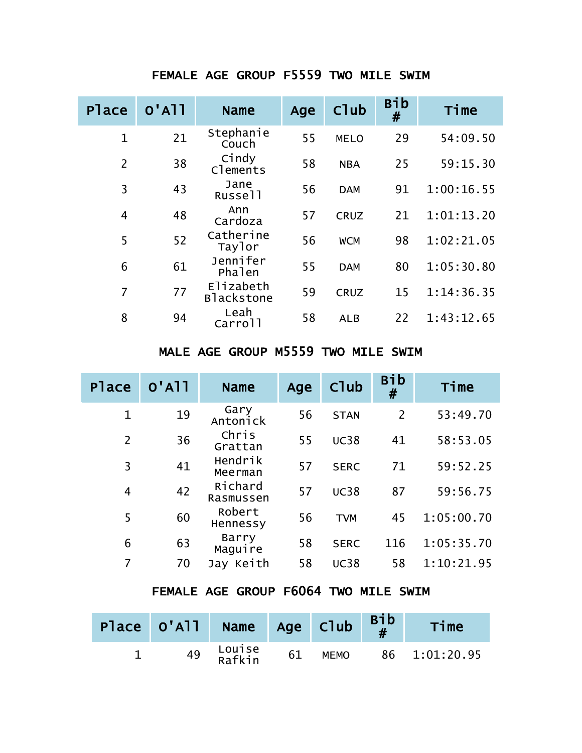## FEMALE AGE GROUP F5559 TWO MILE SWIM

| Place | O'All | Name | Age | Club | Bib # | Time |
|---|---|---|---|---|---|---|
| 1 | 21 | Stephanie Couch | 55 | MELO | 29 | 54:09.50 |
| 2 | 38 | Cindy Clements | 58 | NBA | 25 | 59:15.30 |
| 3 | 43 | Jane Russell | 56 | DAM | 91 | 1:00:16.55 |
| 4 | 48 | Ann Cardoza | 57 | CRUZ | 21 | 1:01:13.20 |
| 5 | 52 | Catherine Taylor | 56 | WCM | 98 | 1:02:21.05 |
| 6 | 61 | Jennifer Phalen | 55 | DAM | 80 | 1:05:30.80 |
| 7 | 77 | Elizabeth Blackstone | 59 | CRUZ | 15 | 1:14:36.35 |
| 8 | 94 | Leah Carroll | 58 | ALB | 22 | 1:43:12.65 |

## MALE AGE GROUP M5559 TWO MILE SWIM

| Place | O'All | Name | Age | Club | Bib # | Time |
|---|---|---|---|---|---|---|
| 1 | 19 | Gary Antonick | 56 | STAN | 2 | 53:49.70 |
| 2 | 36 | Chris Grattan | 55 | UC38 | 41 | 58:53.05 |
| 3 | 41 | Hendrik Meerman | 57 | SERC | 71 | 59:52.25 |
| 4 | 42 | Richard Rasmussen | 57 | UC38 | 87 | 59:56.75 |
| 5 | 60 | Robert Hennessy | 56 | TVM | 45 | 1:05:00.70 |
| 6 | 63 | Barry Maguire | 58 | SERC | 116 | 1:05:35.70 |
| 7 | 70 | Jay Keith | 58 | UC38 | 58 | 1:10:21.95 |

## FEMALE AGE GROUP F6064 TWO MILE SWIM

| Place | O'All | Name | Age | Club | Bib # | Time |
|---|---|---|---|---|---|---|
| 1 | 49 | Louise Rafkin | 61 | MEMO | 86 | 1:01:20.95 |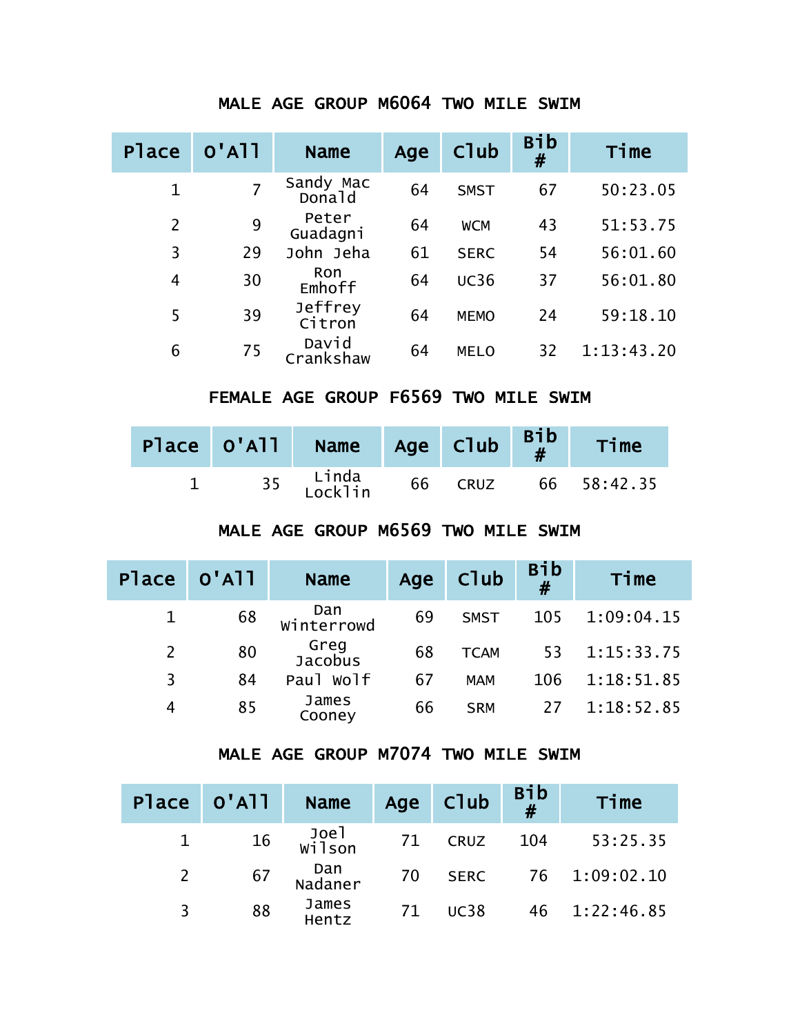## MALE AGE GROUP M6064 TWO MILE SWIM

| Place | O'All | Name | Age | Club | Bib # | Time |
|---|---|---|---|---|---|---|
| 1 | 7 | Sandy Mac Donald | 64 | SMST | 67 | 50:23.05 |
| 2 | 9 | Peter Guadagni | 64 | WCM | 43 | 51:53.75 |
| 3 | 29 | John Jeha | 61 | SERC | 54 | 56:01.60 |
| 4 | 30 | Ron Emhoff | 64 | UC36 | 37 | 56:01.80 |
| 5 | 39 | Jeffrey Citron | 64 | MEMO | 24 | 59:18.10 |
| 6 | 75 | David Crankshaw | 64 | MELO | 32 | 1:13:43.20 |

## FEMALE AGE GROUP F6569 TWO MILE SWIM

| Place | O'All | Name | Age | Club | Bib # | Time |
|---|---|---|---|---|---|---|
| 1 | 35 | Linda Locklin | 66 | CRUZ | 66 | 58:42.35 |

## MALE AGE GROUP M6569 TWO MILE SWIM

| Place | O'All | Name | Age | Club | Bib # | Time |
|---|---|---|---|---|---|---|
| 1 | 68 | Dan Winterrowd | 69 | SMST | 105 | 1:09:04.15 |
| 2 | 80 | Greg Jacobus | 68 | TCAM | 53 | 1:15:33.75 |
| 3 | 84 | Paul Wolf | 67 | MAM | 106 | 1:18:51.85 |
| 4 | 85 | James Cooney | 66 | SRM | 27 | 1:18:52.85 |

## MALE AGE GROUP M7074 TWO MILE SWIM

| Place | O'All | Name | Age | Club | Bib # | Time |
|---|---|---|---|---|---|---|
| 1 | 16 | Joel Wilson | 71 | CRUZ | 104 | 53:25.35 |
| 2 | 67 | Dan Nadaner | 70 | SERC | 76 | 1:09:02.10 |
| 3 | 88 | James Hentz | 71 | UC38 | 46 | 1:22:46.85 |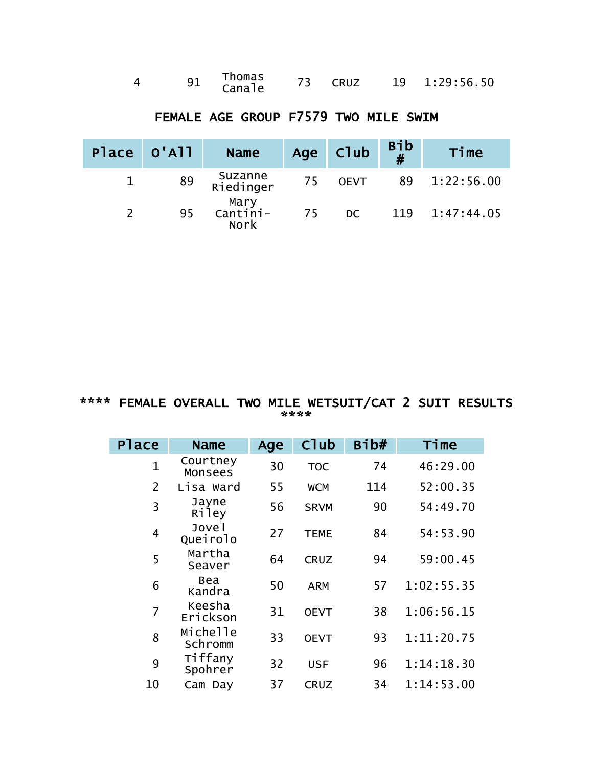| 4 | 91 | Thomas Canale | 73 | CRUZ | 19 | 1:29:56.50 |
|---|---|---|---|---|---|---|

## FEMALE AGE GROUP F7579 TWO MILE SWIM

| Place | O'All | Name | Age | Club | Bib # | Time |
|---|---|---|---|---|---|---|
| 1 | 89 | Suzanne Riedinger | 75 | OEVT | 89 | 1:22:56.00 |
| 2 | 95 | Mary Cantini-Nork | 75 | DC | 119 | 1:47:44.05 |

## **** FEMALE OVERALL TWO MILE WETSUIT/CAT 2 SUIT RESULTS ****

| Place | Name | Age | Club | Bib# | Time |
|---|---|---|---|---|---|
| 1 | Courtney Monsees | 30 | TOC | 74 | 46:29.00 |
| 2 | Lisa Ward | 55 | WCM | 114 | 52:00.35 |
| 3 | Jayne Riley | 56 | SRVM | 90 | 54:49.70 |
| 4 | Jovel Queirolo | 27 | TEME | 84 | 54:53.90 |
| 5 | Martha Seaver | 64 | CRUZ | 94 | 59:00.45 |
| 6 | Bea Kandra | 50 | ARM | 57 | 1:02:55.35 |
| 7 | Keesha Erickson | 31 | OEVT | 38 | 1:06:56.15 |
| 8 | Michelle Schromm | 33 | OEVT | 93 | 1:11:20.75 |
| 9 | Tiffany Spohrer | 32 | USF | 96 | 1:14:18.30 |
| 10 | Cam Day | 37 | CRUZ | 34 | 1:14:53.00 |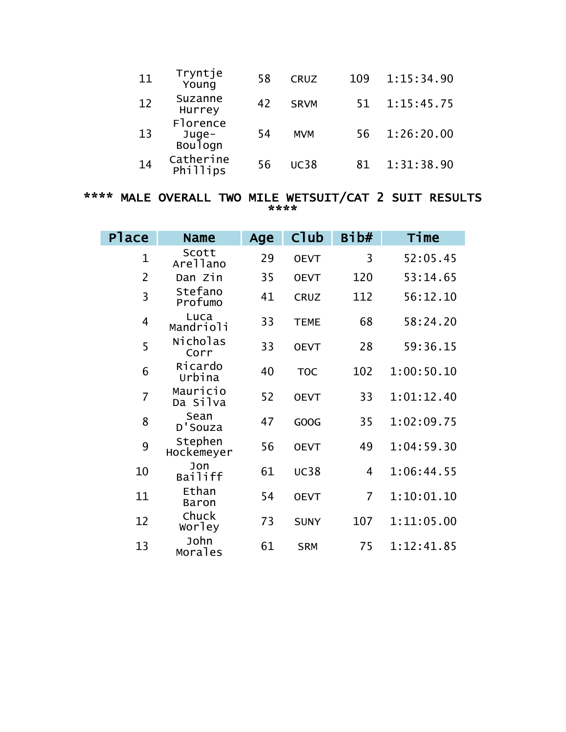| | | | | | |
|---|---|---|---|---|---|
| 11 | Tryntje Young | 58 | CRUZ | 109 | 1:15:34.90 |
| 12 | Suzanne Hurrey | 42 | SRVM | 51 | 1:15:45.75 |
| 13 | Florence Juge-Boulogn | 54 | MVM | 56 | 1:26:20.00 |
| 14 | Catherine Phillips | 56 | UC38 | 81 | 1:31:38.90 |

## **** MALE OVERALL TWO MILE WETSUIT/CAT 2 SUIT RESULTS ****

| Place | Name | Age | Club | Bib# | Time |
|---|---|---|---|---|---|
| 1 | Scott Arellano | 29 | OEVT | 3 | 52:05.45 |
| 2 | Dan Zin | 35 | OEVT | 120 | 53:14.65 |
| 3 | Stefano Profumo | 41 | CRUZ | 112 | 56:12.10 |
| 4 | Luca Mandrioli | 33 | TEME | 68 | 58:24.20 |
| 5 | Nicholas Corr | 33 | OEVT | 28 | 59:36.15 |
| 6 | Ricardo Urbina | 40 | TOC | 102 | 1:00:50.10 |
| 7 | Mauricio Da Silva | 52 | OEVT | 33 | 1:01:12.40 |
| 8 | Sean D'Souza | 47 | GOOG | 35 | 1:02:09.75 |
| 9 | Stephen Hockemeyer | 56 | OEVT | 49 | 1:04:59.30 |
| 10 | Jon Bailiff | 61 | UC38 | 4 | 1:06:44.55 |
| 11 | Ethan Baron | 54 | OEVT | 7 | 1:10:01.10 |
| 12 | Chuck Worley | 73 | SUNY | 107 | 1:11:05.00 |
| 13 | John Morales | 61 | SRM | 75 | 1:12:41.85 |